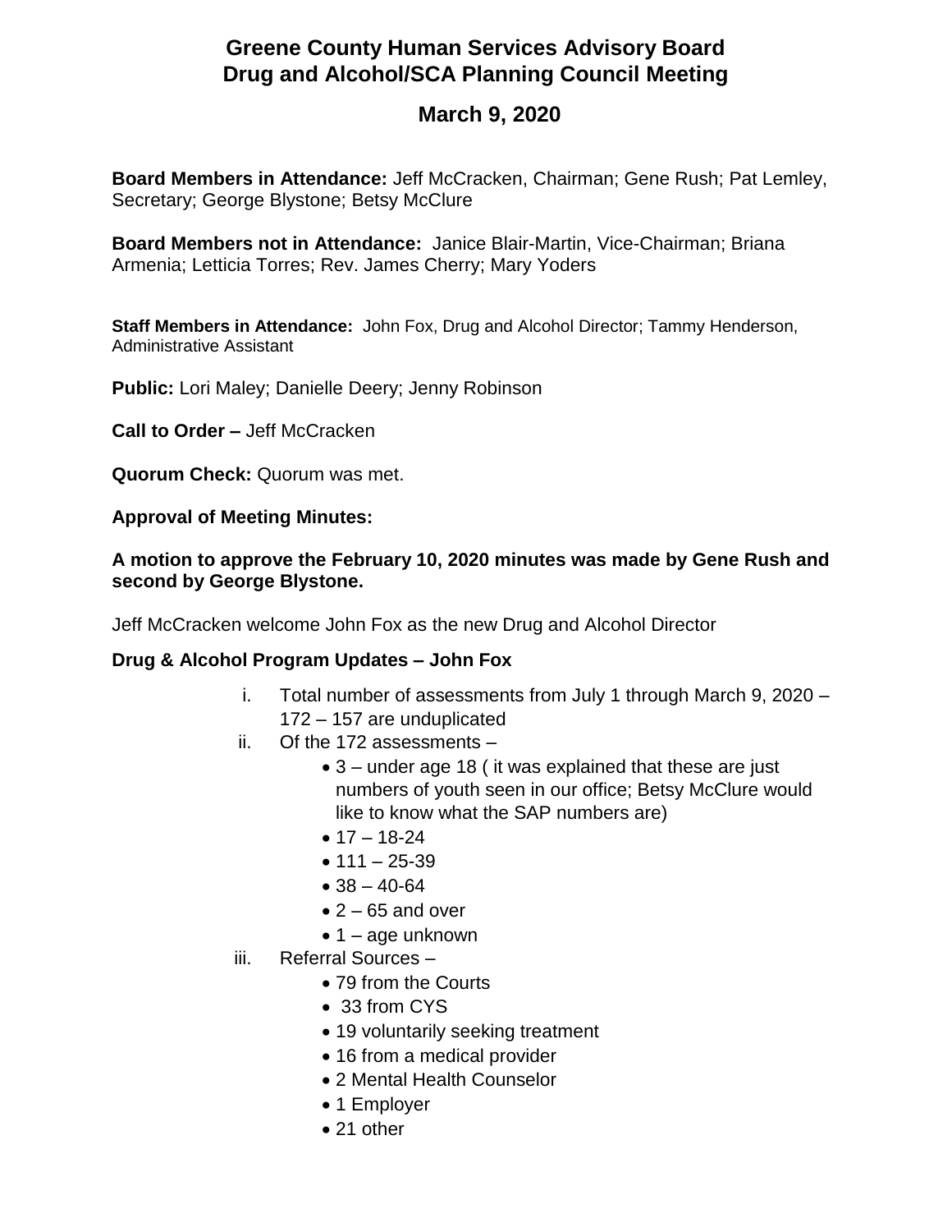# Greene County Human Services Advisory Board
# Drug and Alcohol/SCA Planning Council Meeting

## March 9, 2020

**Board Members in Attendance:** Jeff McCracken, Chairman; Gene Rush; Pat Lemley, Secretary; George Blystone; Betsy McClure

**Board Members not in Attendance:** Janice Blair-Martin, Vice-Chairman; Briana Armenia; Letticia Torres; Rev. James Cherry; Mary Yoders

**Staff Members in Attendance:** John Fox, Drug and Alcohol Director; Tammy Henderson, Administrative Assistant

**Public:** Lori Maley; Danielle Deery; Jenny Robinson

**Call to Order –** Jeff McCracken

**Quorum Check:** Quorum was met.

**Approval of Meeting Minutes:**

**A motion to approve the February 10, 2020 minutes was made by Gene Rush and second by George Blystone.**

Jeff McCracken welcome John Fox as the new Drug and Alcohol Director

**Drug & Alcohol Program Updates – John Fox**

i. Total number of assessments from July 1 through March 9, 2020 – 172 – 157 are unduplicated

ii. Of the 172 assessments –
   - 3 – under age 18 ( it was explained that these are just numbers of youth seen in our office; Betsy McClure would like to know what the SAP numbers are)
   - 17 – 18-24
   - 111 – 25-39
   - 38 – 40-64
   - 2 – 65 and over
   - 1 – age unknown

iii. Referral Sources –
   - 79 from the Courts
   - 33 from CYS
   - 19 voluntarily seeking treatment
   - 16 from a medical provider
   - 2 Mental Health Counselor
   - 1 Employer
   - 21 other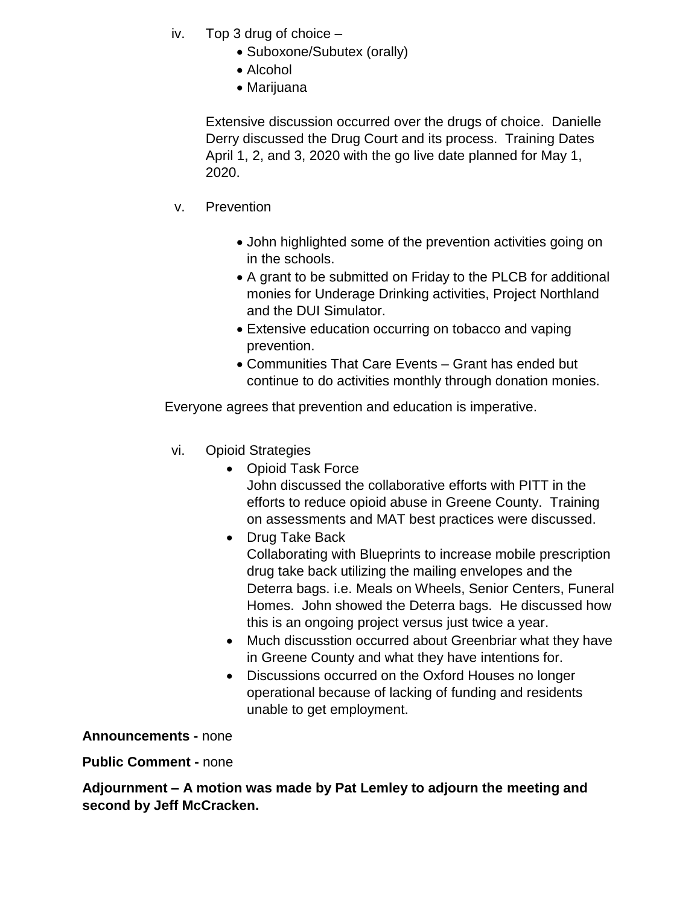iv. Top 3 drug of choice –

- Suboxone/Subutex (orally)
- Alcohol
- Marijuana

Extensive discussion occurred over the drugs of choice. Danielle Derry discussed the Drug Court and its process. Training Dates April 1, 2, and 3, 2020 with the go live date planned for May 1, 2020.

v. Prevention

- John highlighted some of the prevention activities going on in the schools.
- A grant to be submitted on Friday to the PLCB for additional monies for Underage Drinking activities, Project Northland and the DUI Simulator.
- Extensive education occurring on tobacco and vaping prevention.
- Communities That Care Events – Grant has ended but continue to do activities monthly through donation monies.

Everyone agrees that prevention and education is imperative.

vi. Opioid Strategies

- Opioid Task Force
  John discussed the collaborative efforts with PITT in the efforts to reduce opioid abuse in Greene County. Training on assessments and MAT best practices were discussed.
- Drug Take Back
  Collaborating with Blueprints to increase mobile prescription drug take back utilizing the mailing envelopes and the Deterra bags. i.e. Meals on Wheels, Senior Centers, Funeral Homes. John showed the Deterra bags. He discussed how this is an ongoing project versus just twice a year.
- Much discusstion occurred about Greenbriar what they have in Greene County and what they have intentions for.
- Discussions occurred on the Oxford Houses no longer operational because of lacking of funding and residents unable to get employment.

**Announcements -** none

**Public Comment -** none

**Adjournment – A motion was made by Pat Lemley to adjourn the meeting and second by Jeff McCracken.**